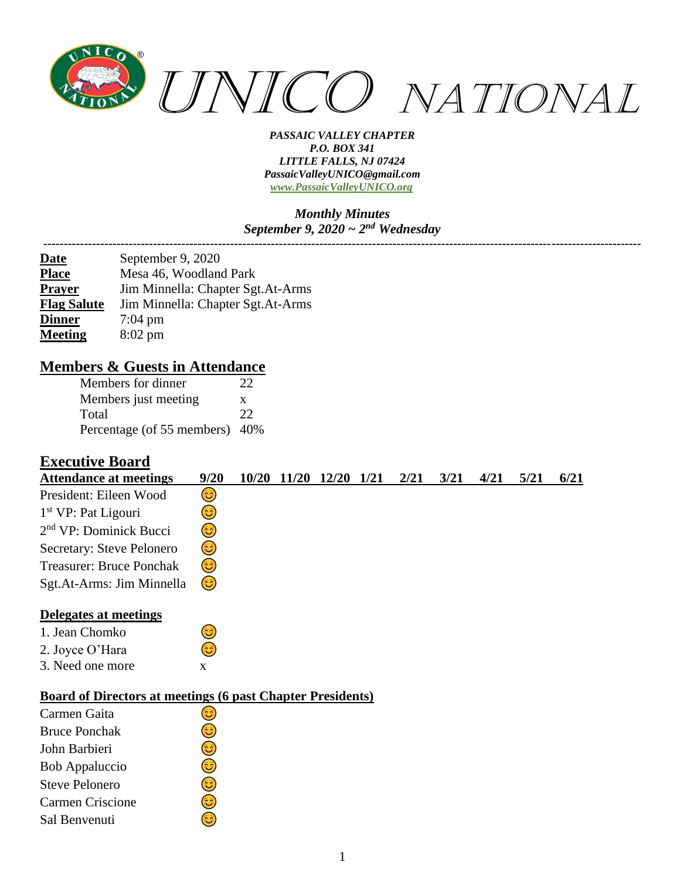# UNICO NATIONAL

***PASSAIC VALLEY CHAPTER***
***P.O. BOX 341***
***LITTLE FALLS, NJ 07424***
***PassaicValleyUNICO@gmail.com***
***www.PassaicValleyUNICO.org***

***Monthly Minutes***
***September 9, 2020 ~ 2nd Wednesday***

---

| | |
|---|---|
| **Date** | September 9, 2020 |
| **Place** | Mesa 46, Woodland Park |
| **Prayer** | Jim Minnella: Chapter Sgt.At-Arms |
| **Flag Salute** | Jim Minnella: Chapter Sgt.At-Arms |
| **Dinner** | 7:04 pm |
| **Meeting** | 8:02 pm |

## Members & Guests in Attendance

| | |
|---|---|
| Members for dinner | 22 |
| Members just meeting | x |
| Total | 22 |
| Percentage (of 55 members) | 40% |

## Executive Board

| Attendance at meetings | 9/20 | 10/20 | 11/20 | 12/20 | 1/21 | 2/21 | 3/21 | 4/21 | 5/21 | 6/21 |
|---|---|---|---|---|---|---|---|---|---|---|
| President: Eileen Wood | 😊 | | | | | | | | | |
| 1st VP: Pat Ligouri | 😊 | | | | | | | | | |
| 2nd VP: Dominick Bucci | 😊 | | | | | | | | | |
| Secretary: Steve Pelonero | 😊 | | | | | | | | | |
| Treasurer: Bruce Ponchak | 😊 | | | | | | | | | |
| Sgt.At-Arms: Jim Minnella | 😊 | | | | | | | | | |

### Delegates at meetings

| | |
|---|---|
| 1. Jean Chomko | 😊 |
| 2. Joyce O'Hara | 😊 |
| 3. Need one more | x |

### Board of Directors at meetings (6 past Chapter Presidents)

| | |
|---|---|
| Carmen Gaita | 😊 |
| Bruce Ponchak | 😊 |
| John Barbieri | 😊 |
| Bob Appaluccio | 😊 |
| Steve Pelonero | 😊 |
| Carmen Criscione | 😊 |
| Sal Benvenuti | 😊 |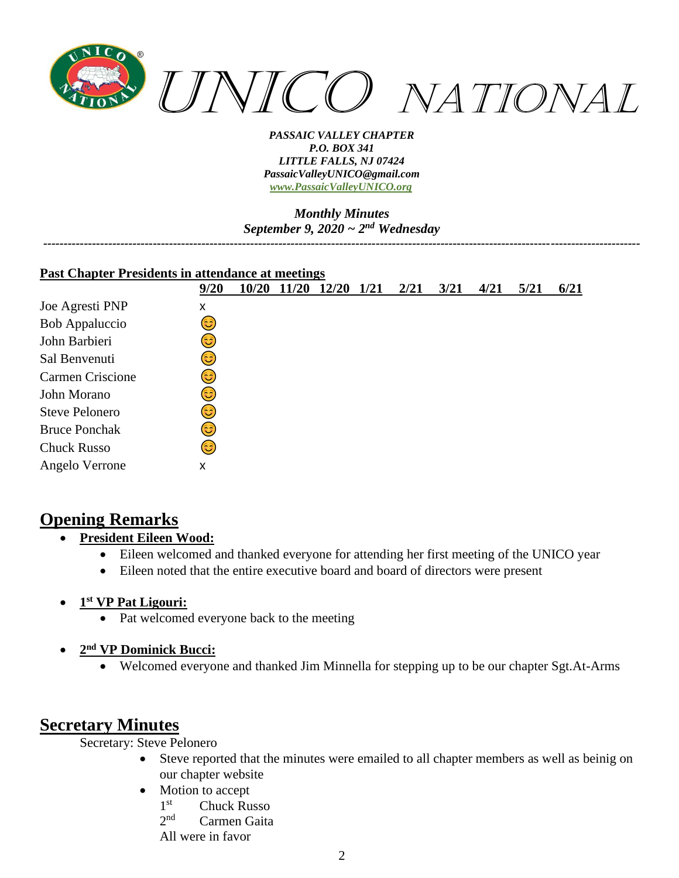UNICO NATIONAL

*PASSAIC VALLEY CHAPTER*
*P.O. BOX 341*
*LITTLE FALLS, NJ 07424*
*PassaicValleyUNICO@gmail.com*
*www.PassaicValleyUNICO.org*

*Monthly Minutes*
*September 9, 2020 ~ 2nd Wednesday*

---

**Past Chapter Presidents in attendance at meetings**

| | 9/20 | 10/20 | 11/20 | 12/20 | 1/21 | 2/21 | 3/21 | 4/21 | 5/21 | 6/21 |
|---|---|---|---|---|---|---|---|---|---|---|
| Joe Agresti PNP | x | | | | | | | | | |
| Bob Appaluccio | 😊 | | | | | | | | | |
| John Barbieri | 😊 | | | | | | | | | |
| Sal Benvenuti | 😊 | | | | | | | | | |
| Carmen Criscione | 😊 | | | | | | | | | |
| John Morano | 😊 | | | | | | | | | |
| Steve Pelonero | 😊 | | | | | | | | | |
| Bruce Ponchak | 😊 | | | | | | | | | |
| Chuck Russo | 😊 | | | | | | | | | |
| Angelo Verrone | x | | | | | | | | | |

## Opening Remarks

- **President Eileen Wood:**
  - Eileen welcomed and thanked everyone for attending her first meeting of the UNICO year
  - Eileen noted that the entire executive board and board of directors were present

- **1st VP Pat Ligouri:**
  - Pat welcomed everyone back to the meeting

- **2nd VP Dominick Bucci:**
  - Welcomed everyone and thanked Jim Minnella for stepping up to be our chapter Sgt.At-Arms

## Secretary Minutes

Secretary: Steve Pelonero

- Steve reported that the minutes were emailed to all chapter members as well as beinig on our chapter website
- Motion to accept
  1st Chuck Russo
  2nd Carmen Gaita
  All were in favor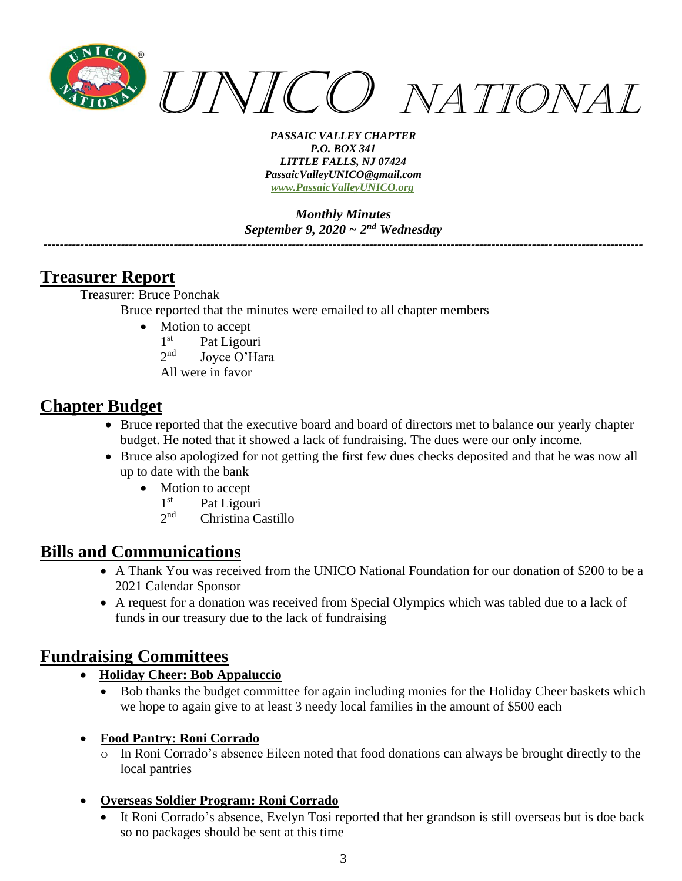*PASSAIC VALLEY CHAPTER*
*P.O. BOX 341*
*LITTLE FALLS, NJ 07424*
*PassaicValleyUNICO@gmail.com*
*www.PassaicValleyUNICO.org*

*Monthly Minutes*
*September 9, 2020 ~ 2nd Wednesday*

---

## Treasurer Report

Treasurer: Bruce Ponchak

Bruce reported that the minutes were emailed to all chapter members

- Motion to accept
  1st Pat Ligouri
  2nd Joyce O'Hara
  All were in favor

## Chapter Budget

- Bruce reported that the executive board and board of directors met to balance our yearly chapter budget. He noted that it showed a lack of fundraising. The dues were our only income.
- Bruce also apologized for not getting the first few dues checks deposited and that he was now all up to date with the bank
  - Motion to accept
    1st Pat Ligouri
    2nd Christina Castillo

## Bills and Communications

- A Thank You was received from the UNICO National Foundation for our donation of $200 to be a 2021 Calendar Sponsor
- A request for a donation was received from Special Olympics which was tabled due to a lack of funds in our treasury due to the lack of fundraising

## Fundraising Committees

- **Holiday Cheer: Bob Appaluccio**
  - Bob thanks the budget committee for again including monies for the Holiday Cheer baskets which we hope to again give to at least 3 needy local families in the amount of $500 each
- **Food Pantry: Roni Corrado**
  - In Roni Corrado's absence Eileen noted that food donations can always be brought directly to the local pantries
- **Overseas Soldier Program: Roni Corrado**
  - It Roni Corrado's absence, Evelyn Tosi reported that her grandson is still overseas but is doe back so no packages should be sent at this time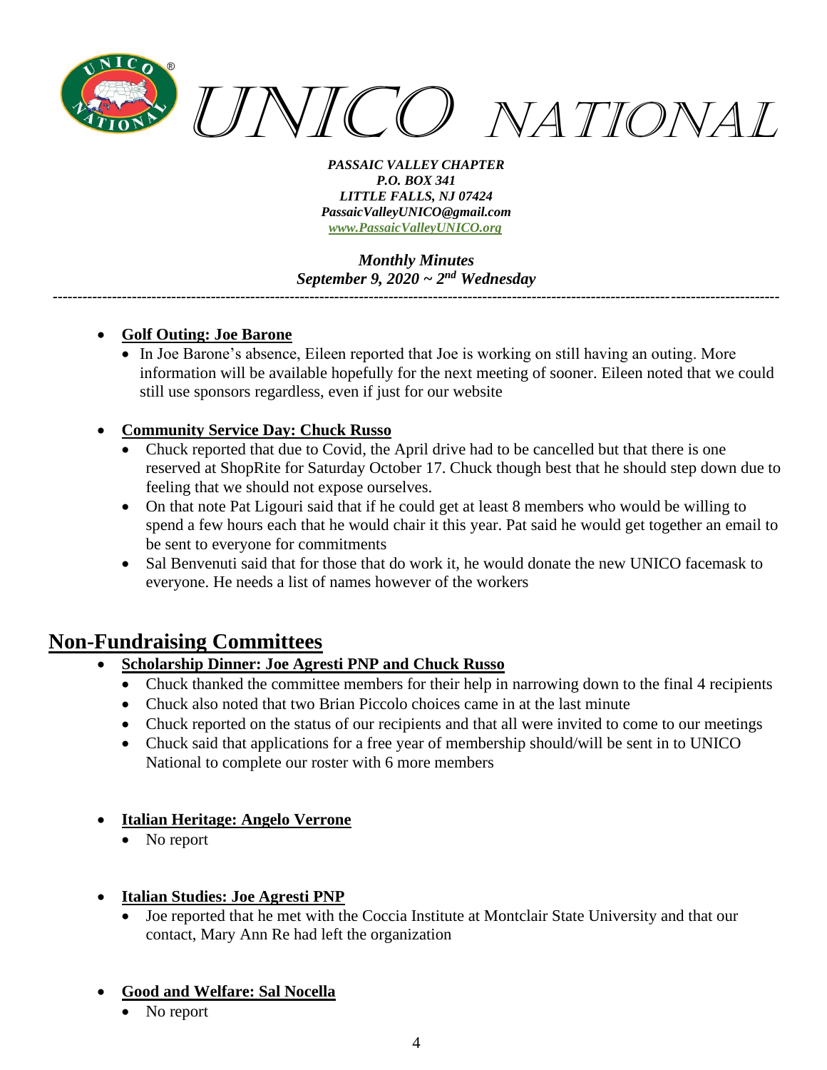- **Golf Outing: Joe Barone**
  - In Joe Barone's absence, Eileen reported that Joe is working on still having an outing. More information will be available hopefully for the next meeting of sooner. Eileen noted that we could still use sponsors regardless, even if just for our website

- **Community Service Day: Chuck Russo**
  - Chuck reported that due to Covid, the April drive had to be cancelled but that there is one reserved at ShopRite for Saturday October 17. Chuck though best that he should step down due to feeling that we should not expose ourselves.
  - On that note Pat Ligouri said that if he could get at least 8 members who would be willing to spend a few hours each that he would chair it this year. Pat said he would get together an email to be sent to everyone for commitments
  - Sal Benvenuti said that for those that do work it, he would donate the new UNICO facemask to everyone. He needs a list of names however of the workers

## Non-Fundraising Committees

- **Scholarship Dinner: Joe Agresti PNP and Chuck Russo**
  - Chuck thanked the committee members for their help in narrowing down to the final 4 recipients
  - Chuck also noted that two Brian Piccolo choices came in at the last minute
  - Chuck reported on the status of our recipients and that all were invited to come to our meetings
  - Chuck said that applications for a free year of membership should/will be sent in to UNICO National to complete our roster with 6 more members

- **Italian Heritage: Angelo Verrone**
  - No report

- **Italian Studies: Joe Agresti PNP**
  - Joe reported that he met with the Coccia Institute at Montclair State University and that our contact, Mary Ann Re had left the organization

- **Good and Welfare: Sal Nocella**
  - No report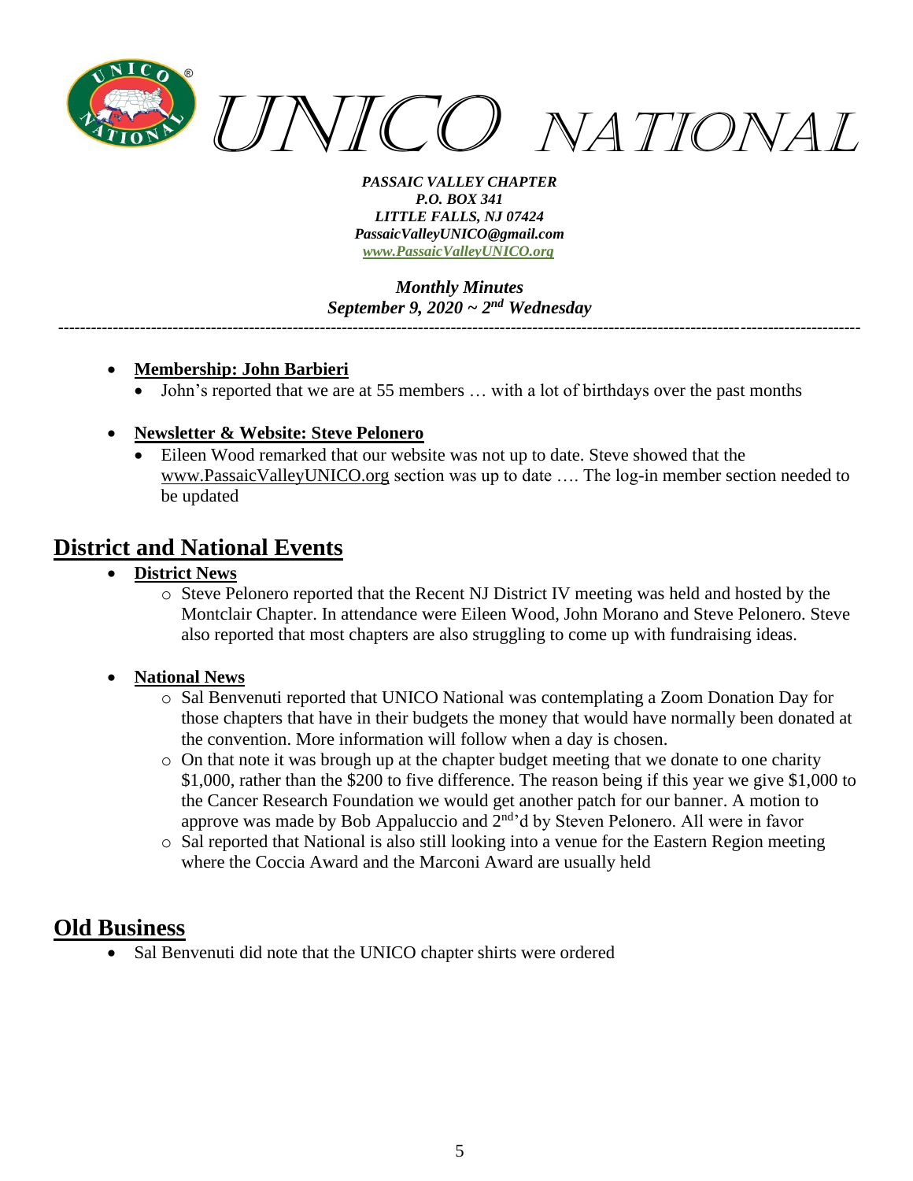- **Membership: John Barbieri**
  - John's reported that we are at 55 members … with a lot of birthdays over the past months

- **Newsletter & Website: Steve Pelonero**
  - Eileen Wood remarked that our website was not up to date. Steve showed that the www.PassaicValleyUNICO.org section was up to date …. The log-in member section needed to be updated

## District and National Events

- **District News**
  - Steve Pelonero reported that the Recent NJ District IV meeting was held and hosted by the Montclair Chapter. In attendance were Eileen Wood, John Morano and Steve Pelonero. Steve also reported that most chapters are also struggling to come up with fundraising ideas.

- **National News**
  - Sal Benvenuti reported that UNICO National was contemplating a Zoom Donation Day for those chapters that have in their budgets the money that would have normally been donated at the convention. More information will follow when a day is chosen.
  - On that note it was brough up at the chapter budget meeting that we donate to one charity $1,000, rather than the $200 to five difference. The reason being if this year we give $1,000 to the Cancer Research Foundation we would get another patch for our banner. A motion to approve was made by Bob Appaluccio and 2nd'd by Steven Pelonero. All were in favor
  - Sal reported that National is also still looking into a venue for the Eastern Region meeting where the Coccia Award and the Marconi Award are usually held

## Old Business

- Sal Benvenuti did note that the UNICO chapter shirts were ordered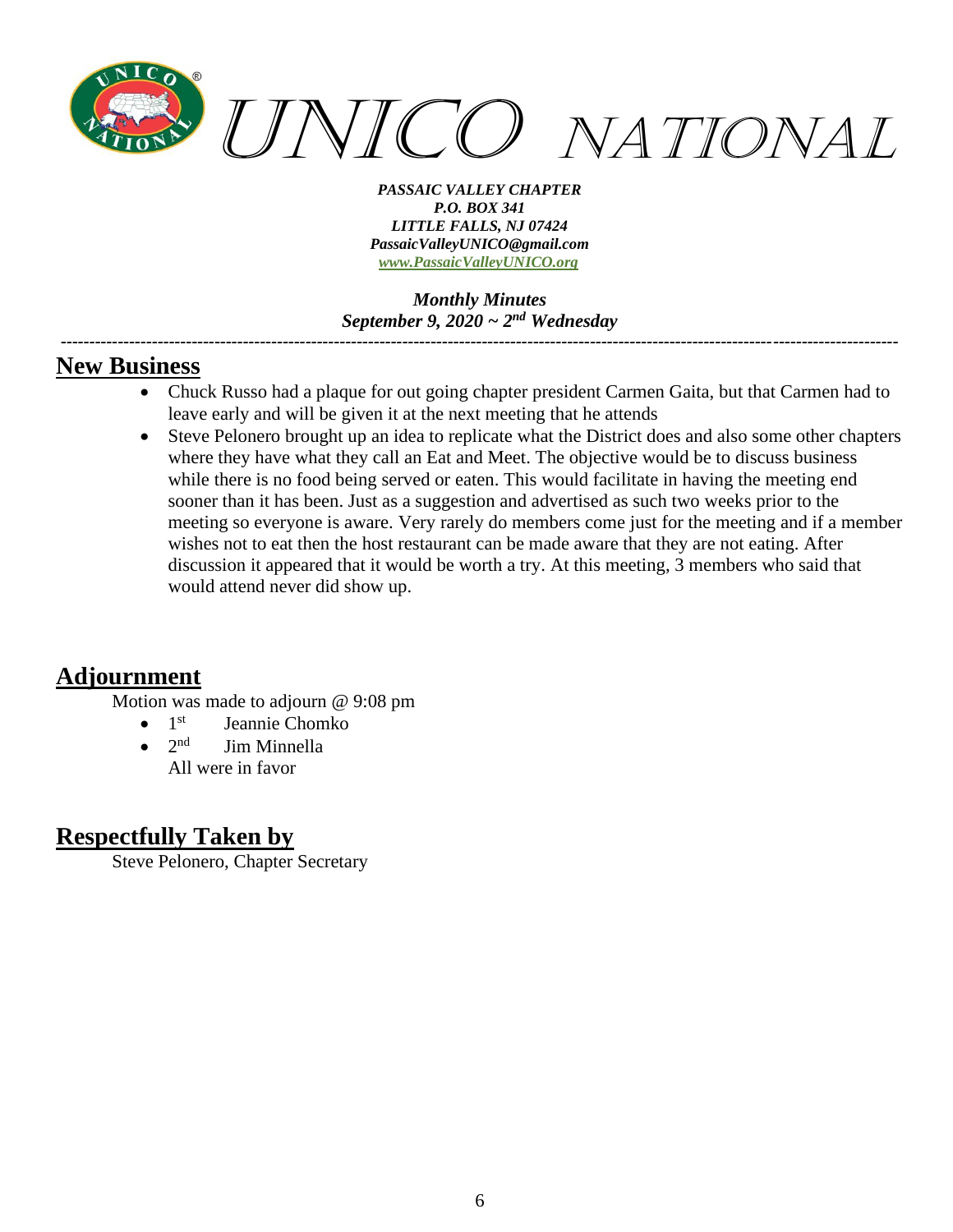# UNICO NATIONAL

***PASSAIC VALLEY CHAPTER***
***P.O. BOX 341***
***LITTLE FALLS, NJ 07424***
***PassaicValleyUNICO@gmail.com***
***www.PassaicValleyUNICO.org***

***Monthly Minutes***
***September 9, 2020 ~ 2nd Wednesday***

---

## New Business

- Chuck Russo had a plaque for out going chapter president Carmen Gaita, but that Carmen had to leave early and will be given it at the next meeting that he attends
- Steve Pelonero brought up an idea to replicate what the District does and also some other chapters where they have what they call an Eat and Meet. The objective would be to discuss business while there is no food being served or eaten. This would facilitate in having the meeting end sooner than it has been. Just as a suggestion and advertised as such two weeks prior to the meeting so everyone is aware. Very rarely do members come just for the meeting and if a member wishes not to eat then the host restaurant can be made aware that they are not eating. After discussion it appeared that it would be worth a try. At this meeting, 3 members who said that would attend never did show up.

## Adjournment

Motion was made to adjourn @ 9:08 pm

- 1st Jeannie Chomko
- 2nd Jim Minnella

All were in favor

## Respectfully Taken by

Steve Pelonero, Chapter Secretary